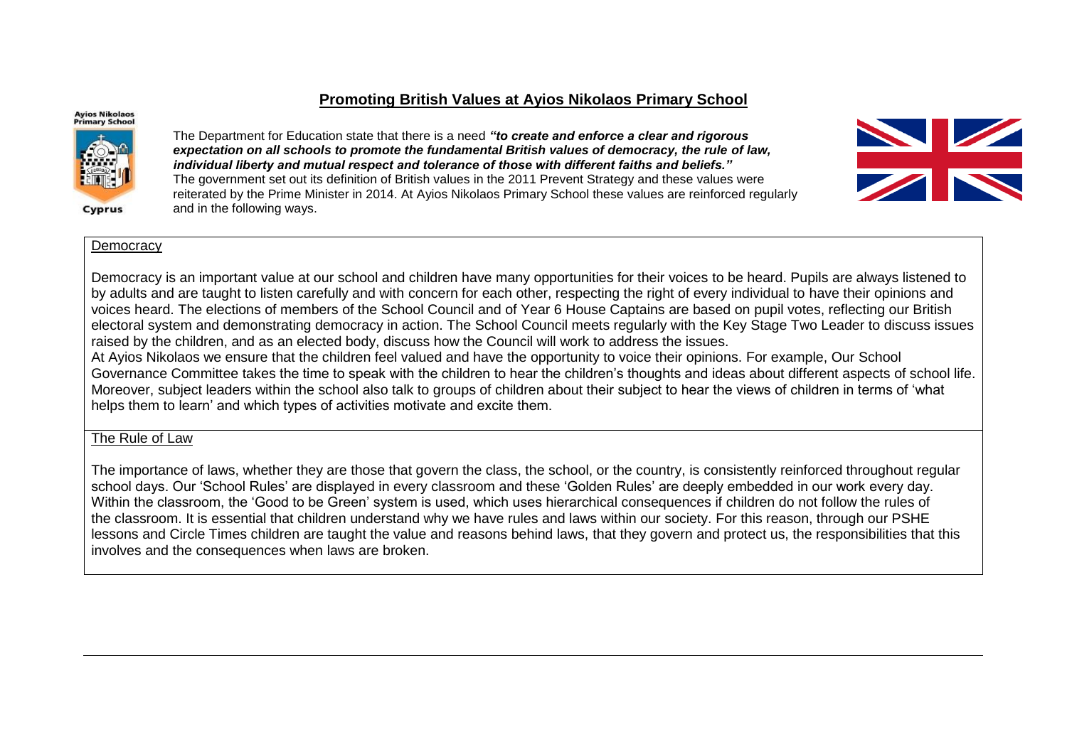# Promoting British Values at Ayios Nikolaos Primary School

Ayios Nikolaos Primary School

Cyprus

The Department for Education state that there is a need ***"to create and enforce a clear and rigorous expectation on all schools to promote the fundamental British values of democracy, the rule of law, individual liberty and mutual respect and tolerance of those with different faiths and beliefs."*** The government set out its definition of British values in the 2011 Prevent Strategy and these values were reiterated by the Prime Minister in 2014. At Ayios Nikolaos Primary School these values are reinforced regularly and in the following ways.

## Democracy

Democracy is an important value at our school and children have many opportunities for their voices to be heard. Pupils are always listened to by adults and are taught to listen carefully and with concern for each other, respecting the right of every individual to have their opinions and voices heard. The elections of members of the School Council and of Year 6 House Captains are based on pupil votes, reflecting our British electoral system and demonstrating democracy in action. The School Council meets regularly with the Key Stage Two Leader to discuss issues raised by the children, and as an elected body, discuss how the Council will work to address the issues.

At Ayios Nikolaos we ensure that the children feel valued and have the opportunity to voice their opinions. For example, Our School Governance Committee takes the time to speak with the children to hear the children's thoughts and ideas about different aspects of school life. Moreover, subject leaders within the school also talk to groups of children about their subject to hear the views of children in terms of 'what helps them to learn' and which types of activities motivate and excite them.

## The Rule of Law

The importance of laws, whether they are those that govern the class, the school, or the country, is consistently reinforced throughout regular school days. Our 'School Rules' are displayed in every classroom and these 'Golden Rules' are deeply embedded in our work every day. Within the classroom, the 'Good to be Green' system is used, which uses hierarchical consequences if children do not follow the rules of the classroom. It is essential that children understand why we have rules and laws within our society. For this reason, through our PSHE lessons and Circle Times children are taught the value and reasons behind laws, that they govern and protect us, the responsibilities that this involves and the consequences when laws are broken.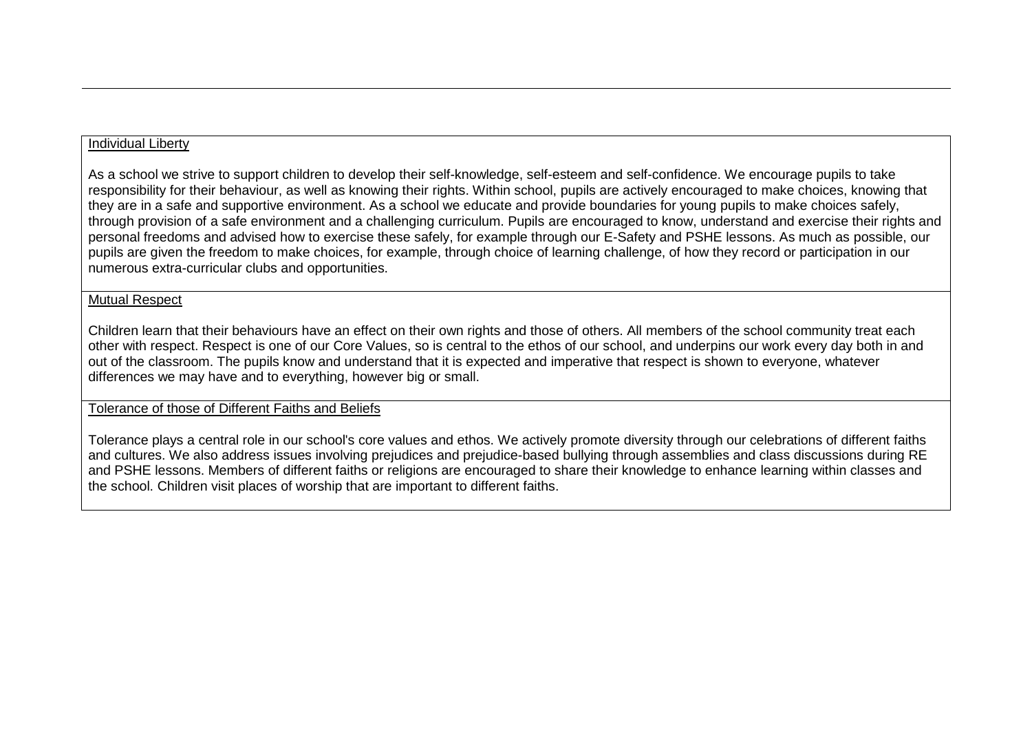Individual Liberty

As a school we strive to support children to develop their self-knowledge, self-esteem and self-confidence. We encourage pupils to take responsibility for their behaviour, as well as knowing their rights. Within school, pupils are actively encouraged to make choices, knowing that they are in a safe and supportive environment. As a school we educate and provide boundaries for young pupils to make choices safely, through provision of a safe environment and a challenging curriculum. Pupils are encouraged to know, understand and exercise their rights and personal freedoms and advised how to exercise these safely, for example through our E-Safety and PSHE lessons. As much as possible, our pupils are given the freedom to make choices, for example, through choice of learning challenge, of how they record or participation in our numerous extra-curricular clubs and opportunities.

Mutual Respect

Children learn that their behaviours have an effect on their own rights and those of others. All members of the school community treat each other with respect. Respect is one of our Core Values, so is central to the ethos of our school, and underpins our work every day both in and out of the classroom. The pupils know and understand that it is expected and imperative that respect is shown to everyone, whatever differences we may have and to everything, however big or small.

Tolerance of those of Different Faiths and Beliefs

Tolerance plays a central role in our school's core values and ethos. We actively promote diversity through our celebrations of different faiths and cultures. We also address issues involving prejudices and prejudice-based bullying through assemblies and class discussions during RE and PSHE lessons. Members of different faiths or religions are encouraged to share their knowledge to enhance learning within classes and the school. Children visit places of worship that are important to different faiths.